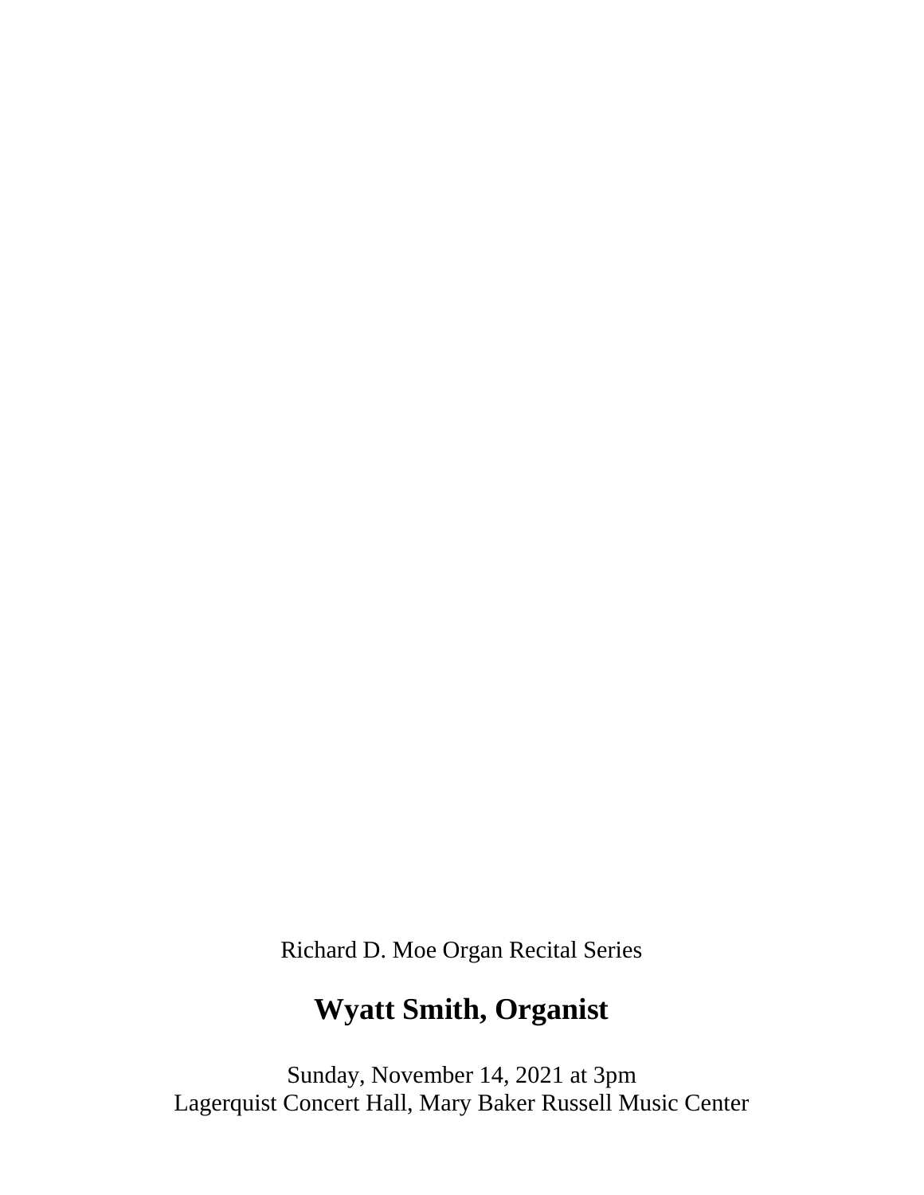Richard D. Moe Organ Recital Series

# Wyatt Smith, Organist

Sunday, November 14, 2021 at 3pm
Lagerquist Concert Hall, Mary Baker Russell Music Center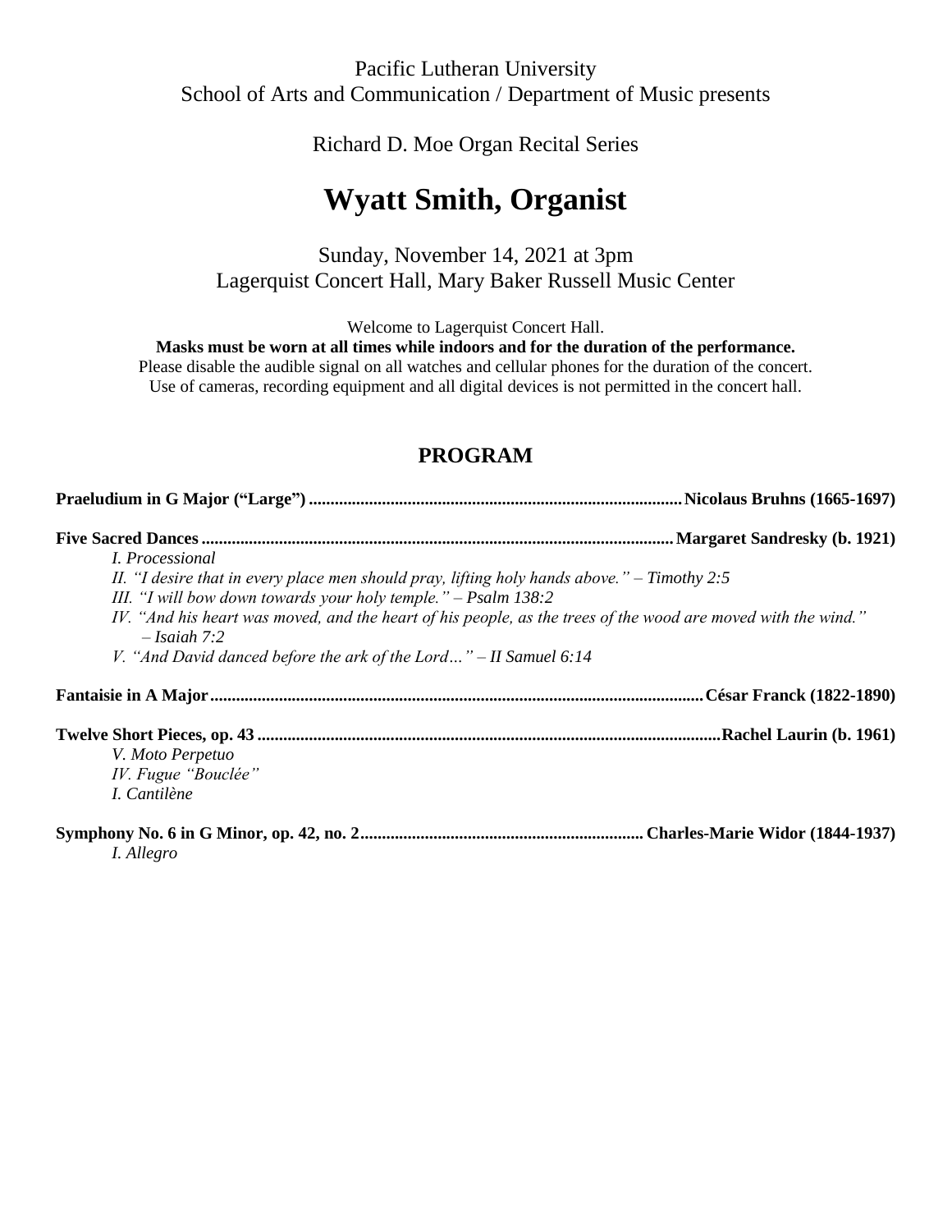Pacific Lutheran University
School of Arts and Communication / Department of Music presents

Richard D. Moe Organ Recital Series

# Wyatt Smith, Organist

Sunday, November 14, 2021 at 3pm
Lagerquist Concert Hall, Mary Baker Russell Music Center

Welcome to Lagerquist Concert Hall.
**Masks must be worn at all times while indoors and for the duration of the performance.**
Please disable the audible signal on all watches and cellular phones for the duration of the concert.
Use of cameras, recording equipment and all digital devices is not permitted in the concert hall.

## PROGRAM

**Praeludium in G Major ("Large") ...................................................................................... Nicolaus Bruhns (1665-1697)**

**Five Sacred Dances ............................................................................................................ Margaret Sandresky (b. 1921)**

*I. Processional*
*II. "I desire that in every place men should pray, lifting holy hands above." – Timothy 2:5*
*III. "I will bow down towards your holy temple." – Psalm 138:2*
*IV. "And his heart was moved, and the heart of his people, as the trees of the wood are moved with the wind." – Isaiah 7:2*
*V. "And David danced before the ark of the Lord…" – II Samuel 6:14*

**Fantaisie in A Major .................................................................................................................. César Franck (1822-1890)**

**Twelve Short Pieces, op. 43 ........................................................................................................... Rachel Laurin (b. 1961)**

*V. Moto Perpetuo*
*IV. Fugue "Bouclée"*
*I. Cantilène*

**Symphony No. 6 in G Minor, op. 42, no. 2 ................................................................. Charles-Marie Widor (1844-1937)**

*I. Allegro*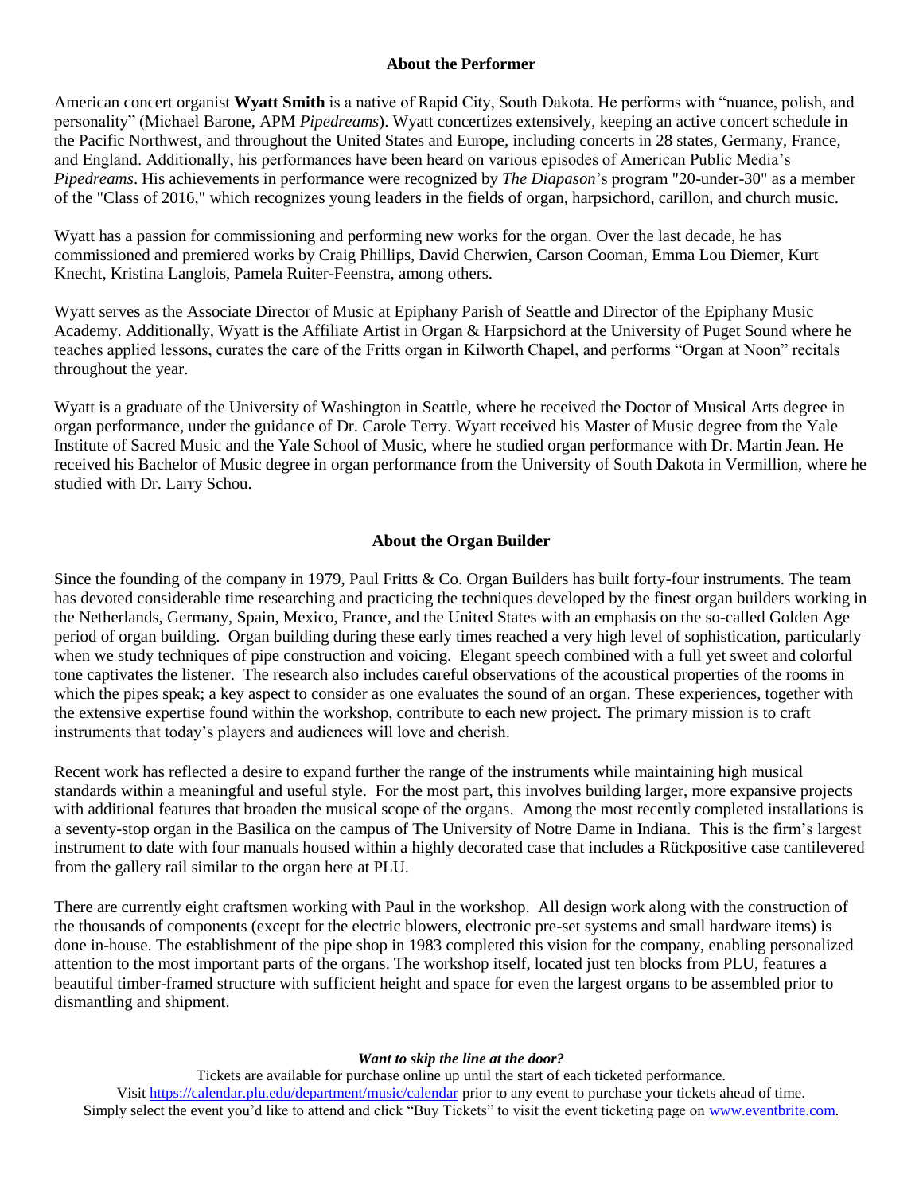## About the Performer

American concert organist **Wyatt Smith** is a native of Rapid City, South Dakota. He performs with "nuance, polish, and personality" (Michael Barone, APM *Pipedreams*). Wyatt concertizes extensively, keeping an active concert schedule in the Pacific Northwest, and throughout the United States and Europe, including concerts in 28 states, Germany, France, and England. Additionally, his performances have been heard on various episodes of American Public Media's *Pipedreams*. His achievements in performance were recognized by *The Diapason*'s program "20-under-30" as a member of the "Class of 2016," which recognizes young leaders in the fields of organ, harpsichord, carillon, and church music.

Wyatt has a passion for commissioning and performing new works for the organ. Over the last decade, he has commissioned and premiered works by Craig Phillips, David Cherwien, Carson Cooman, Emma Lou Diemer, Kurt Knecht, Kristina Langlois, Pamela Ruiter-Feenstra, among others.

Wyatt serves as the Associate Director of Music at Epiphany Parish of Seattle and Director of the Epiphany Music Academy. Additionally, Wyatt is the Affiliate Artist in Organ & Harpsichord at the University of Puget Sound where he teaches applied lessons, curates the care of the Fritts organ in Kilworth Chapel, and performs "Organ at Noon" recitals throughout the year.

Wyatt is a graduate of the University of Washington in Seattle, where he received the Doctor of Musical Arts degree in organ performance, under the guidance of Dr. Carole Terry. Wyatt received his Master of Music degree from the Yale Institute of Sacred Music and the Yale School of Music, where he studied organ performance with Dr. Martin Jean. He received his Bachelor of Music degree in organ performance from the University of South Dakota in Vermillion, where he studied with Dr. Larry Schou.

## About the Organ Builder

Since the founding of the company in 1979, Paul Fritts & Co. Organ Builders has built forty-four instruments. The team has devoted considerable time researching and practicing the techniques developed by the finest organ builders working in the Netherlands, Germany, Spain, Mexico, France, and the United States with an emphasis on the so-called Golden Age period of organ building. Organ building during these early times reached a very high level of sophistication, particularly when we study techniques of pipe construction and voicing. Elegant speech combined with a full yet sweet and colorful tone captivates the listener. The research also includes careful observations of the acoustical properties of the rooms in which the pipes speak; a key aspect to consider as one evaluates the sound of an organ. These experiences, together with the extensive expertise found within the workshop, contribute to each new project. The primary mission is to craft instruments that today's players and audiences will love and cherish.

Recent work has reflected a desire to expand further the range of the instruments while maintaining high musical standards within a meaningful and useful style. For the most part, this involves building larger, more expansive projects with additional features that broaden the musical scope of the organs. Among the most recently completed installations is a seventy-stop organ in the Basilica on the campus of The University of Notre Dame in Indiana. This is the firm's largest instrument to date with four manuals housed within a highly decorated case that includes a Rückpositive case cantilevered from the gallery rail similar to the organ here at PLU.

There are currently eight craftsmen working with Paul in the workshop. All design work along with the construction of the thousands of components (except for the electric blowers, electronic pre-set systems and small hardware items) is done in-house. The establishment of the pipe shop in 1983 completed this vision for the company, enabling personalized attention to the most important parts of the organs. The workshop itself, located just ten blocks from PLU, features a beautiful timber-framed structure with sufficient height and space for even the largest organs to be assembled prior to dismantling and shipment.

***Want to skip the line at the door?***

Tickets are available for purchase online up until the start of each ticketed performance.
Visit https://calendar.plu.edu/department/music/calendar prior to any event to purchase your tickets ahead of time.
Simply select the event you'd like to attend and click "Buy Tickets" to visit the event ticketing page on www.eventbrite.com.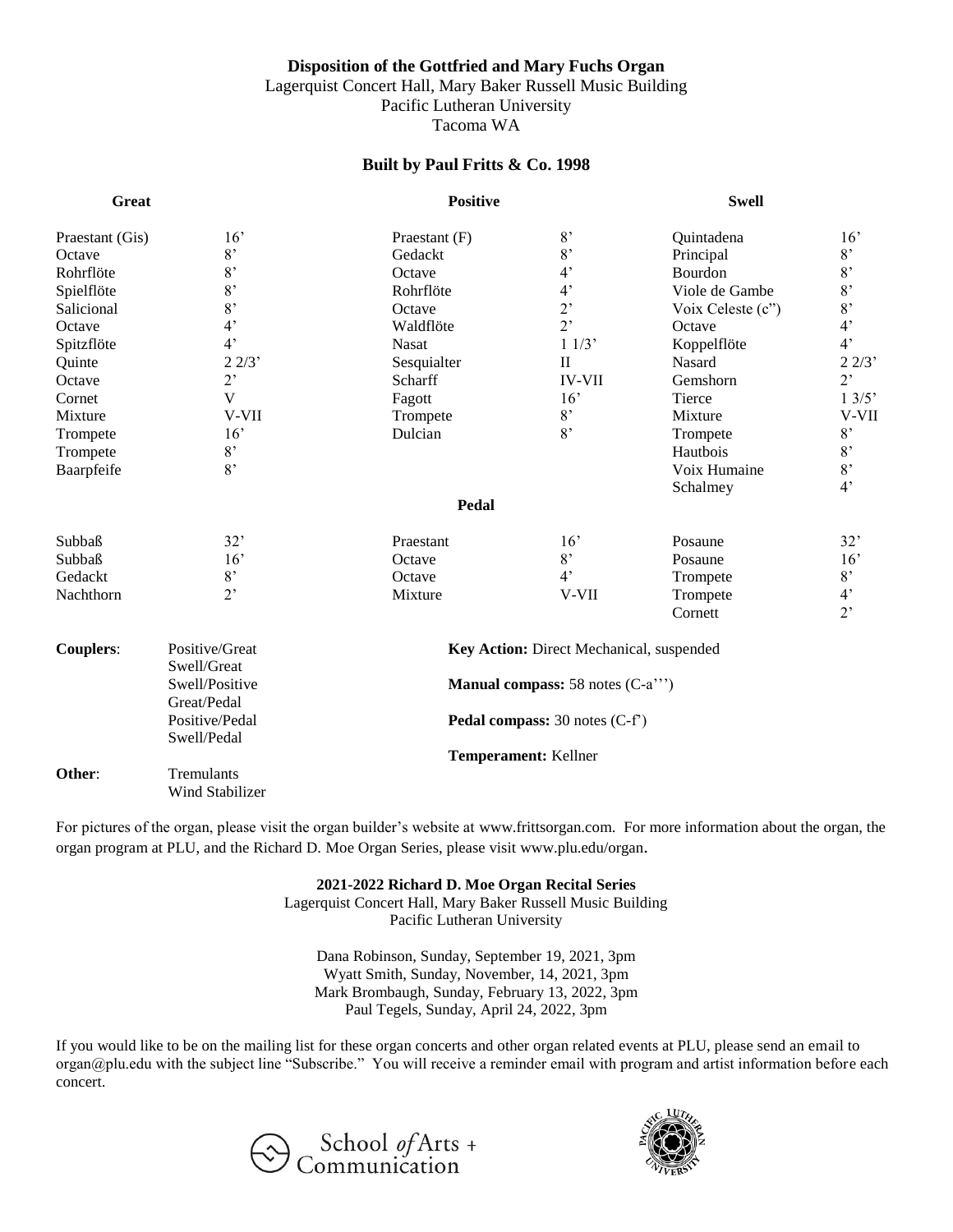**Disposition of the Gottfried and Mary Fuchs Organ**
Lagerquist Concert Hall, Mary Baker Russell Music Building
Pacific Lutheran University
Tacoma WA

**Built by Paul Fritts & Co. 1998**

| **Great** | | **Positive** | | **Swell** | |
|---|---|---|---|---|---|
| Praestant (Gis) | 16’ | Praestant (F) | 8’ | Quintadena | 16’ |
| Octave | 8’ | Gedackt | 8’ | Principal | 8’ |
| Rohrflöte | 8’ | Octave | 4’ | Bourdon | 8’ |
| Spielflöte | 8’ | Rohrflöte | 4’ | Viole de Gambe | 8’ |
| Salicional | 8’ | Octave | 2’ | Voix Celeste (c”) | 8’ |
| Octave | 4’ | Waldflöte | 2’ | Octave | 4’ |
| Spitzflöte | 4’ | Nasat | 1 1/3’ | Koppelflöte | 4’ |
| Quinte | 2 2/3’ | Sesquialter | II | Nasard | 2 2/3’ |
| Octave | 2’ | Scharff | IV-VII | Gemshorn | 2’ |
| Cornet | V | Fagott | 16’ | Tierce | 1 3/5’ |
| Mixture | V-VII | Trompete | 8’ | Mixture | V-VII |
| Trompete | 16’ | Dulcian | 8’ | Trompete | 8’ |
| Trompete | 8’ | | | Hautbois | 8’ |
| Baarpfeife | 8’ | | | Voix Humaine | 8’ |
| | | | | Schalmey | 4’ |

**Pedal**

| | | | | | |
|---|---|---|---|---|---|
| Subbaß | 32’ | Praestant | 16’ | Posaune | 32’ |
| Subbaß | 16’ | Octave | 8’ | Posaune | 16’ |
| Gedackt | 8’ | Octave | 4’ | Trompete | 8’ |
| Nachthorn | 2’ | Mixture | V-VII | Trompete | 4’ |
| | | | | Cornett | 2’ |

**Couplers**: Positive/Great, Swell/Great, Swell/Positive, Great/Pedal, Positive/Pedal, Swell/Pedal

**Other**: Tremulants, Wind Stabilizer

**Key Action:** Direct Mechanical, suspended

**Manual compass:** 58 notes (C-a’’’)

**Pedal compass:** 30 notes (C-f’)

**Temperament:** Kellner

For pictures of the organ, please visit the organ builder’s website at www.frittsorgan.com. For more information about the organ, the organ program at PLU, and the Richard D. Moe Organ Series, please visit www.plu.edu/organ.

**2021-2022 Richard D. Moe Organ Recital Series**
Lagerquist Concert Hall, Mary Baker Russell Music Building
Pacific Lutheran University

Dana Robinson, Sunday, September 19, 2021, 3pm
Wyatt Smith, Sunday, November, 14, 2021, 3pm
Mark Brombaugh, Sunday, February 13, 2022, 3pm
Paul Tegels, Sunday, April 24, 2022, 3pm

If you would like to be on the mailing list for these organ concerts and other organ related events at PLU, please send an email to organ@plu.edu with the subject line “Subscribe.” You will receive a reminder email with program and artist information before each concert.

School of Arts + Communication

Pacific Lutheran University